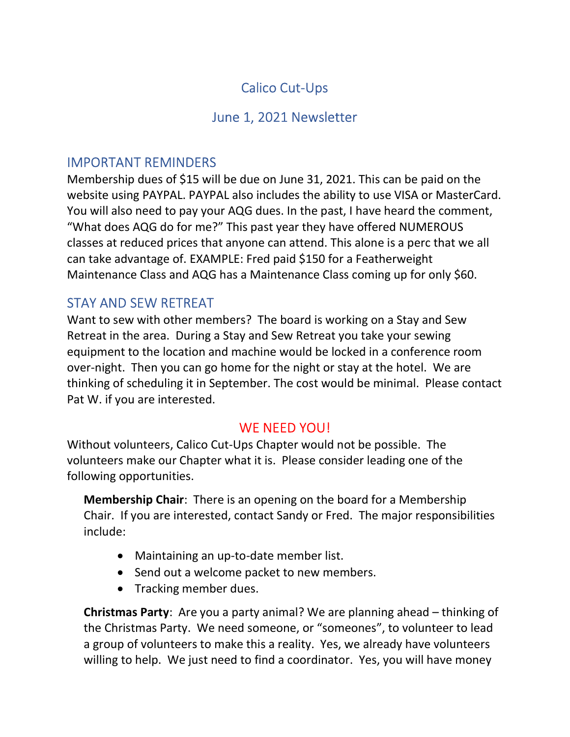# Calico Cut-Ups

## June 1, 2021 Newsletter

## IMPORTANT REMINDERS

Membership dues of $15 will be due on June 31, 2021. This can be paid on the website using PAYPAL. PAYPAL also includes the ability to use VISA or MasterCard. You will also need to pay your AQG dues. In the past, I have heard the comment, "What does AQG do for me?" This past year they have offered NUMEROUS classes at reduced prices that anyone can attend. This alone is a perc that we all can take advantage of. EXAMPLE: Fred paid $150 for a Featherweight Maintenance Class and AQG has a Maintenance Class coming up for only $60.

## STAY AND SEW RETREAT

Want to sew with other members? The board is working on a Stay and Sew Retreat in the area. During a Stay and Sew Retreat you take your sewing equipment to the location and machine would be locked in a conference room over-night. Then you can go home for the night or stay at the hotel. We are thinking of scheduling it in September. The cost would be minimal. Please contact Pat W. if you are interested.

## WE NEED YOU!

Without volunteers, Calico Cut-Ups Chapter would not be possible. The volunteers make our Chapter what it is. Please consider leading one of the following opportunities.

**Membership Chair**: There is an opening on the board for a Membership Chair. If you are interested, contact Sandy or Fred. The major responsibilities include:

- Maintaining an up-to-date member list.
- Send out a welcome packet to new members.
- Tracking member dues.

**Christmas Party**: Are you a party animal? We are planning ahead – thinking of the Christmas Party. We need someone, or "someones", to volunteer to lead a group of volunteers to make this a reality. Yes, we already have volunteers willing to help. We just need to find a coordinator. Yes, you will have money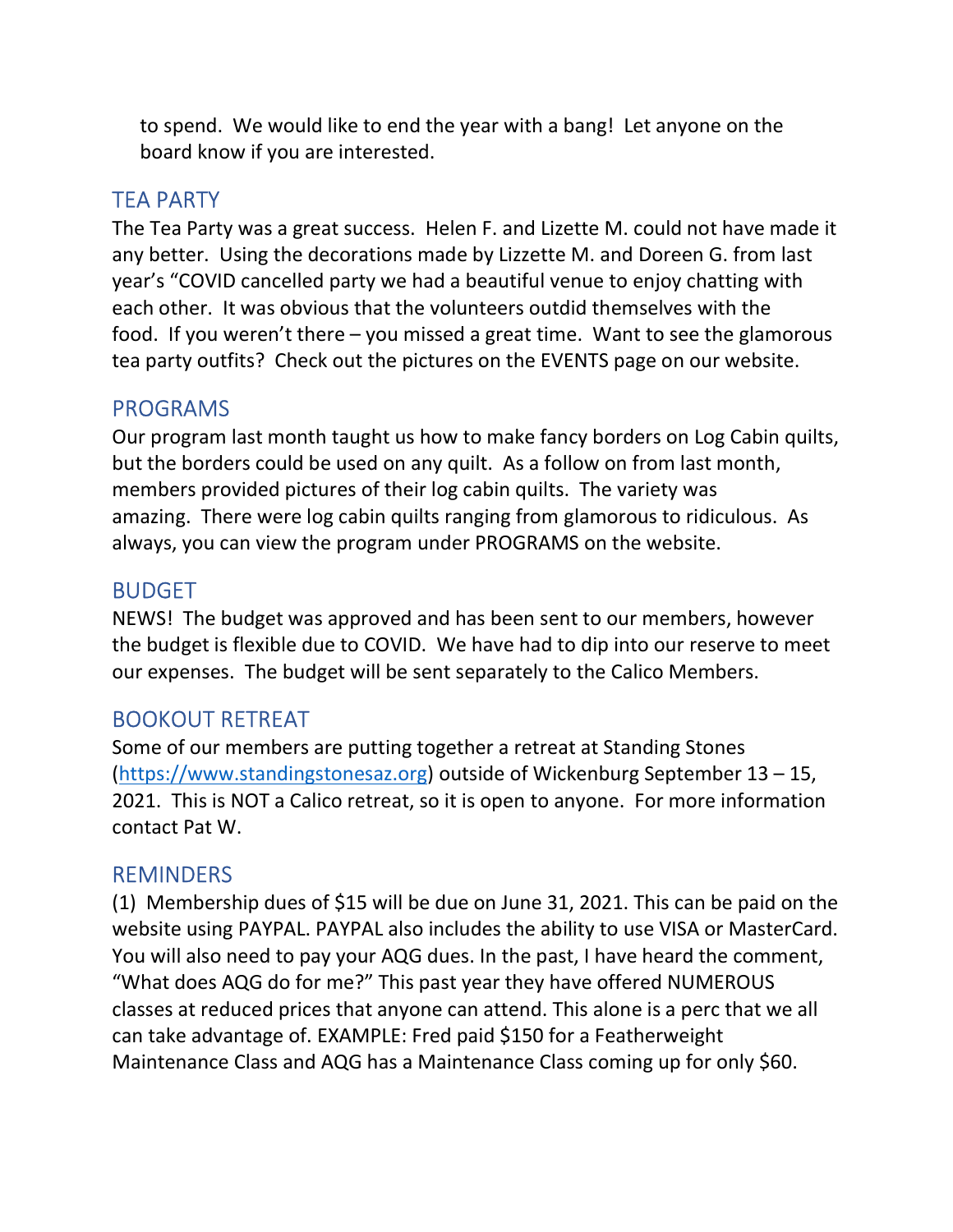to spend. We would like to end the year with a bang! Let anyone on the board know if you are interested.

## TEA PARTY

The Tea Party was a great success. Helen F. and Lizette M. could not have made it any better. Using the decorations made by Lizzette M. and Doreen G. from last year's "COVID cancelled party we had a beautiful venue to enjoy chatting with each other. It was obvious that the volunteers outdid themselves with the food. If you weren't there – you missed a great time. Want to see the glamorous tea party outfits? Check out the pictures on the EVENTS page on our website.

## PROGRAMS

Our program last month taught us how to make fancy borders on Log Cabin quilts, but the borders could be used on any quilt. As a follow on from last month, members provided pictures of their log cabin quilts. The variety was amazing. There were log cabin quilts ranging from glamorous to ridiculous. As always, you can view the program under PROGRAMS on the website.

## BUDGET

NEWS! The budget was approved and has been sent to our members, however the budget is flexible due to COVID. We have had to dip into our reserve to meet our expenses. The budget will be sent separately to the Calico Members.

## BOOKOUT RETREAT

Some of our members are putting together a retreat at Standing Stones (https://www.standingstonesaz.org) outside of Wickenburg September 13 – 15, 2021. This is NOT a Calico retreat, so it is open to anyone. For more information contact Pat W.

## REMINDERS

(1) Membership dues of $15 will be due on June 31, 2021. This can be paid on the website using PAYPAL. PAYPAL also includes the ability to use VISA or MasterCard. You will also need to pay your AQG dues. In the past, I have heard the comment, "What does AQG do for me?" This past year they have offered NUMEROUS classes at reduced prices that anyone can attend. This alone is a perc that we all can take advantage of. EXAMPLE: Fred paid $150 for a Featherweight Maintenance Class and AQG has a Maintenance Class coming up for only $60.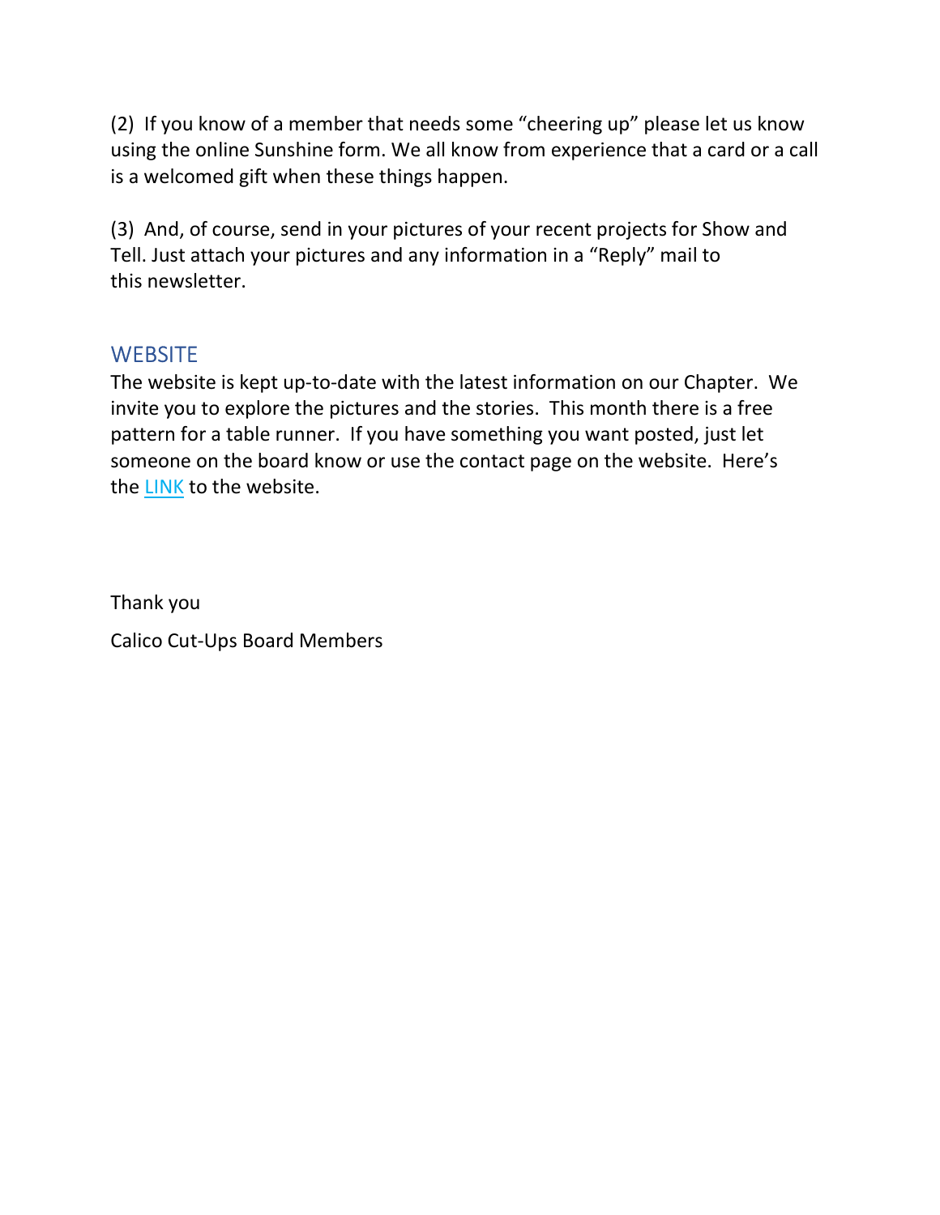(2) If you know of a member that needs some "cheering up" please let us know using the online Sunshine form. We all know from experience that a card or a call is a welcomed gift when these things happen.

(3) And, of course, send in your pictures of your recent projects for Show and Tell. Just attach your pictures and any information in a "Reply" mail to this newsletter.

## WEBSITE

The website is kept up-to-date with the latest information on our Chapter. We invite you to explore the pictures and the stories. This month there is a free pattern for a table runner. If you have something you want posted, just let someone on the board know or use the contact page on the website. Here's the LINK to the website.

Thank you

Calico Cut-Ups Board Members